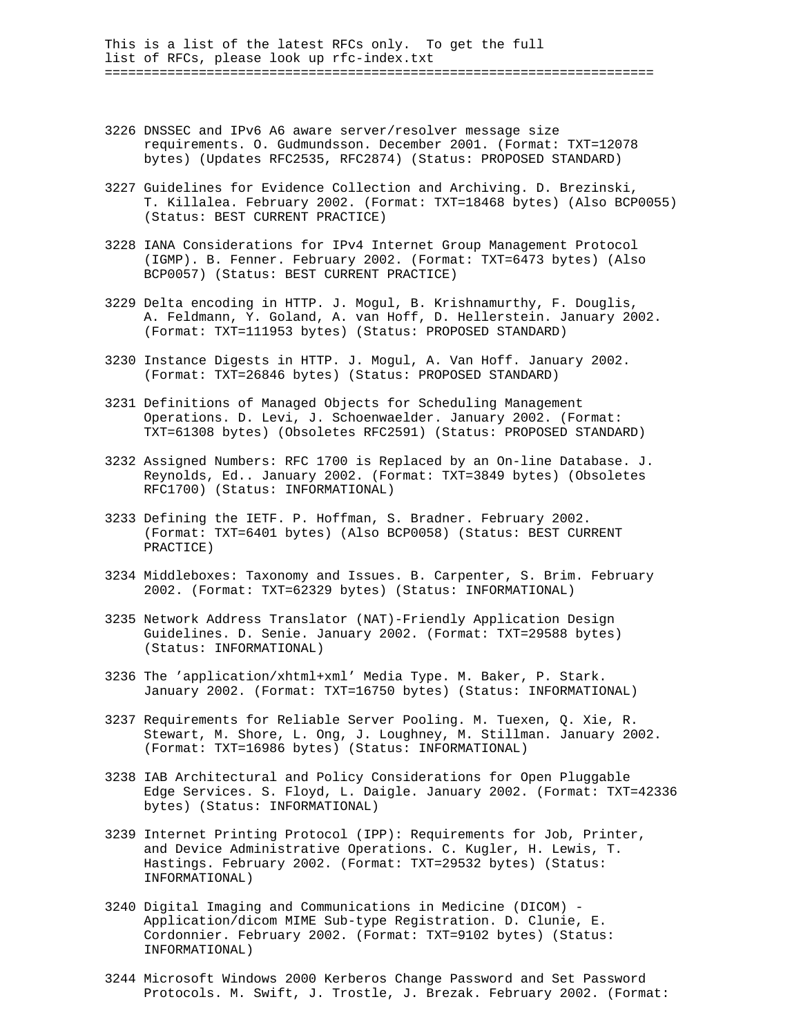This is a list of the latest RFCs only. To get the full list of RFCs, please look up rfc-index.txt

======================================================================

3226 DNSSEC and IPv6 A6 aware server/resolver message size requirements. O. Gudmundsson. December 2001. (Format: TXT=12078 bytes) (Updates RFC2535, RFC2874) (Status: PROPOSED STANDARD)

3227 Guidelines for Evidence Collection and Archiving. D. Brezinski, T. Killalea. February 2002. (Format: TXT=18468 bytes) (Also BCP0055) (Status: BEST CURRENT PRACTICE)

3228 IANA Considerations for IPv4 Internet Group Management Protocol (IGMP). B. Fenner. February 2002. (Format: TXT=6473 bytes) (Also BCP0057) (Status: BEST CURRENT PRACTICE)

3229 Delta encoding in HTTP. J. Mogul, B. Krishnamurthy, F. Douglis, A. Feldmann, Y. Goland, A. van Hoff, D. Hellerstein. January 2002. (Format: TXT=111953 bytes) (Status: PROPOSED STANDARD)

3230 Instance Digests in HTTP. J. Mogul, A. Van Hoff. January 2002. (Format: TXT=26846 bytes) (Status: PROPOSED STANDARD)

3231 Definitions of Managed Objects for Scheduling Management Operations. D. Levi, J. Schoenwaelder. January 2002. (Format: TXT=61308 bytes) (Obsoletes RFC2591) (Status: PROPOSED STANDARD)

3232 Assigned Numbers: RFC 1700 is Replaced by an On-line Database. J. Reynolds, Ed.. January 2002. (Format: TXT=3849 bytes) (Obsoletes RFC1700) (Status: INFORMATIONAL)

3233 Defining the IETF. P. Hoffman, S. Bradner. February 2002. (Format: TXT=6401 bytes) (Also BCP0058) (Status: BEST CURRENT PRACTICE)

3234 Middleboxes: Taxonomy and Issues. B. Carpenter, S. Brim. February 2002. (Format: TXT=62329 bytes) (Status: INFORMATIONAL)

3235 Network Address Translator (NAT)-Friendly Application Design Guidelines. D. Senie. January 2002. (Format: TXT=29588 bytes) (Status: INFORMATIONAL)

3236 The 'application/xhtml+xml' Media Type. M. Baker, P. Stark. January 2002. (Format: TXT=16750 bytes) (Status: INFORMATIONAL)

3237 Requirements for Reliable Server Pooling. M. Tuexen, Q. Xie, R. Stewart, M. Shore, L. Ong, J. Loughney, M. Stillman. January 2002. (Format: TXT=16986 bytes) (Status: INFORMATIONAL)

3238 IAB Architectural and Policy Considerations for Open Pluggable Edge Services. S. Floyd, L. Daigle. January 2002. (Format: TXT=42336 bytes) (Status: INFORMATIONAL)

3239 Internet Printing Protocol (IPP): Requirements for Job, Printer, and Device Administrative Operations. C. Kugler, H. Lewis, T. Hastings. February 2002. (Format: TXT=29532 bytes) (Status: INFORMATIONAL)

3240 Digital Imaging and Communications in Medicine (DICOM) - Application/dicom MIME Sub-type Registration. D. Clunie, E. Cordonnier. February 2002. (Format: TXT=9102 bytes) (Status: INFORMATIONAL)

3244 Microsoft Windows 2000 Kerberos Change Password and Set Password Protocols. M. Swift, J. Trostle, J. Brezak. February 2002. (Format: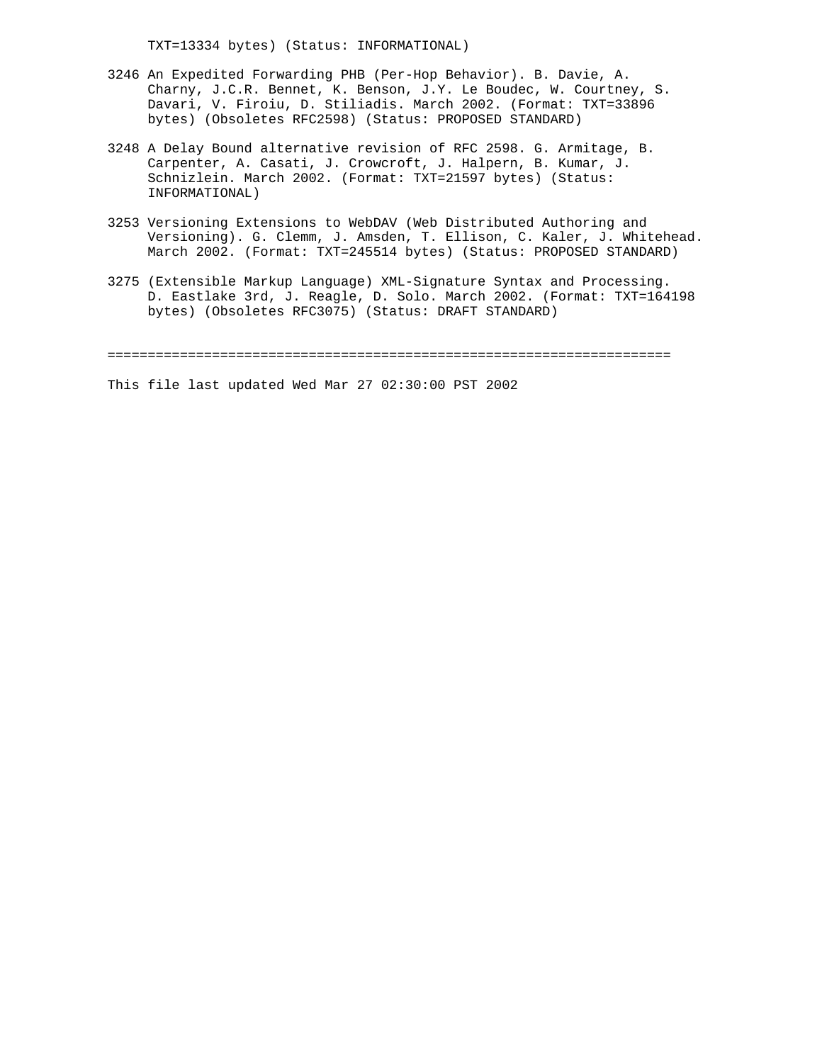TXT=13334 bytes) (Status: INFORMATIONAL)

3246 An Expedited Forwarding PHB (Per-Hop Behavior). B. Davie, A. Charny, J.C.R. Bennet, K. Benson, J.Y. Le Boudec, W. Courtney, S. Davari, V. Firoiu, D. Stiliadis. March 2002. (Format: TXT=33896 bytes) (Obsoletes RFC2598) (Status: PROPOSED STANDARD)

3248 A Delay Bound alternative revision of RFC 2598. G. Armitage, B. Carpenter, A. Casati, J. Crowcroft, J. Halpern, B. Kumar, J. Schnizlein. March 2002. (Format: TXT=21597 bytes) (Status: INFORMATIONAL)

3253 Versioning Extensions to WebDAV (Web Distributed Authoring and Versioning). G. Clemm, J. Amsden, T. Ellison, C. Kaler, J. Whitehead. March 2002. (Format: TXT=245514 bytes) (Status: PROPOSED STANDARD)

3275 (Extensible Markup Language) XML-Signature Syntax and Processing. D. Eastlake 3rd, J. Reagle, D. Solo. March 2002. (Format: TXT=164198 bytes) (Obsoletes RFC3075) (Status: DRAFT STANDARD)

======================================================================

This file last updated Wed Mar 27 02:30:00 PST 2002